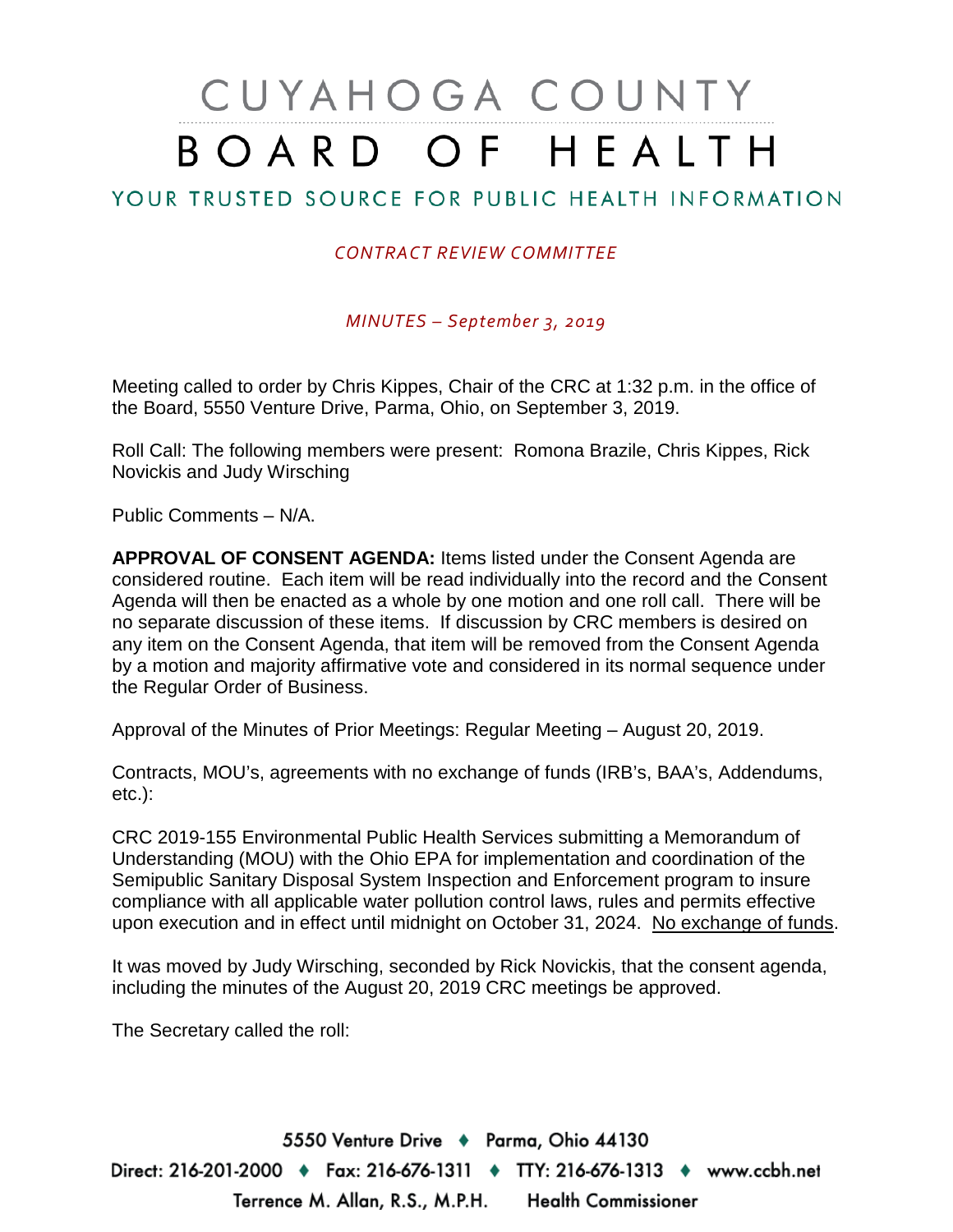# CUYAHOGA COUNTY BOARD OF HEALTH

## YOUR TRUSTED SOURCE FOR PUBLIC HEALTH INFORMATION

*CONTRACT REVIEW COMMITTEE*

*MINUTES – September 3, 2019*

Meeting called to order by Chris Kippes, Chair of the CRC at 1:32 p.m. in the office of the Board, 5550 Venture Drive, Parma, Ohio, on September 3, 2019.

Roll Call: The following members were present: Romona Brazile, Chris Kippes, Rick Novickis and Judy Wirsching

Public Comments – N/A.

**APPROVAL OF CONSENT AGENDA:** Items listed under the Consent Agenda are considered routine. Each item will be read individually into the record and the Consent Agenda will then be enacted as a whole by one motion and one roll call. There will be no separate discussion of these items. If discussion by CRC members is desired on any item on the Consent Agenda, that item will be removed from the Consent Agenda by a motion and majority affirmative vote and considered in its normal sequence under the Regular Order of Business.

Approval of the Minutes of Prior Meetings: Regular Meeting – August 20, 2019.

Contracts, MOU's, agreements with no exchange of funds (IRB's, BAA's, Addendums, etc.):

CRC 2019-155 Environmental Public Health Services submitting a Memorandum of Understanding (MOU) with the Ohio EPA for implementation and coordination of the Semipublic Sanitary Disposal System Inspection and Enforcement program to insure compliance with all applicable water pollution control laws, rules and permits effective upon execution and in effect until midnight on October 31, 2024. <u>No exchange of funds</u>.

It was moved by Judy Wirsching, seconded by Rick Novickis, that the consent agenda, including the minutes of the August 20, 2019 CRC meetings be approved.

The Secretary called the roll:

5550 Venture Drive ♦ Parma, Ohio 44130
Direct: 216-201-2000 ♦ Fax: 216-676-1311 ♦ TTY: 216-676-1313 ♦ www.ccbh.net
Terrence M. Allan, R.S., M.P.H. Health Commissioner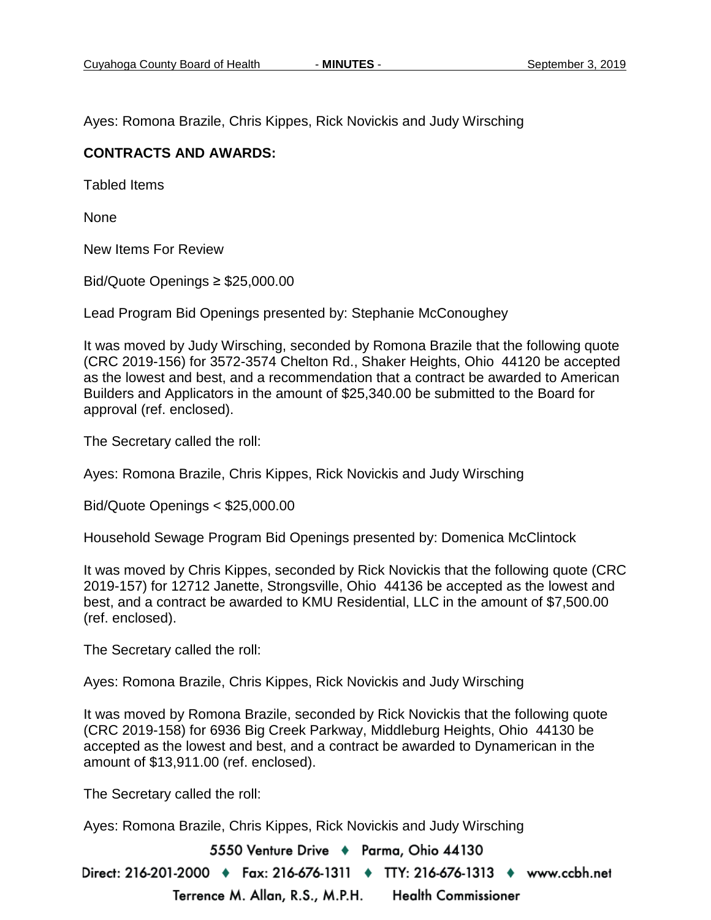Ayes: Romona Brazile, Chris Kippes, Rick Novickis and Judy Wirsching

**CONTRACTS AND AWARDS:**

Tabled Items

None

New Items For Review

Bid/Quote Openings ≥ $25,000.00

Lead Program Bid Openings presented by: Stephanie McConoughey

It was moved by Judy Wirsching, seconded by Romona Brazile that the following quote (CRC 2019-156) for 3572-3574 Chelton Rd., Shaker Heights, Ohio 44120 be accepted as the lowest and best, and a recommendation that a contract be awarded to American Builders and Applicators in the amount of $25,340.00 be submitted to the Board for approval (ref. enclosed).

The Secretary called the roll:

Ayes: Romona Brazile, Chris Kippes, Rick Novickis and Judy Wirsching

Bid/Quote Openings < $25,000.00

Household Sewage Program Bid Openings presented by: Domenica McClintock

It was moved by Chris Kippes, seconded by Rick Novickis that the following quote (CRC 2019-157) for 12712 Janette, Strongsville, Ohio 44136 be accepted as the lowest and best, and a contract be awarded to KMU Residential, LLC in the amount of $7,500.00 (ref. enclosed).

The Secretary called the roll:

Ayes: Romona Brazile, Chris Kippes, Rick Novickis and Judy Wirsching

It was moved by Romona Brazile, seconded by Rick Novickis that the following quote (CRC 2019-158) for 6936 Big Creek Parkway, Middleburg Heights, Ohio 44130 be accepted as the lowest and best, and a contract be awarded to Dynamerican in the amount of $13,911.00 (ref. enclosed).

The Secretary called the roll:

Ayes: Romona Brazile, Chris Kippes, Rick Novickis and Judy Wirsching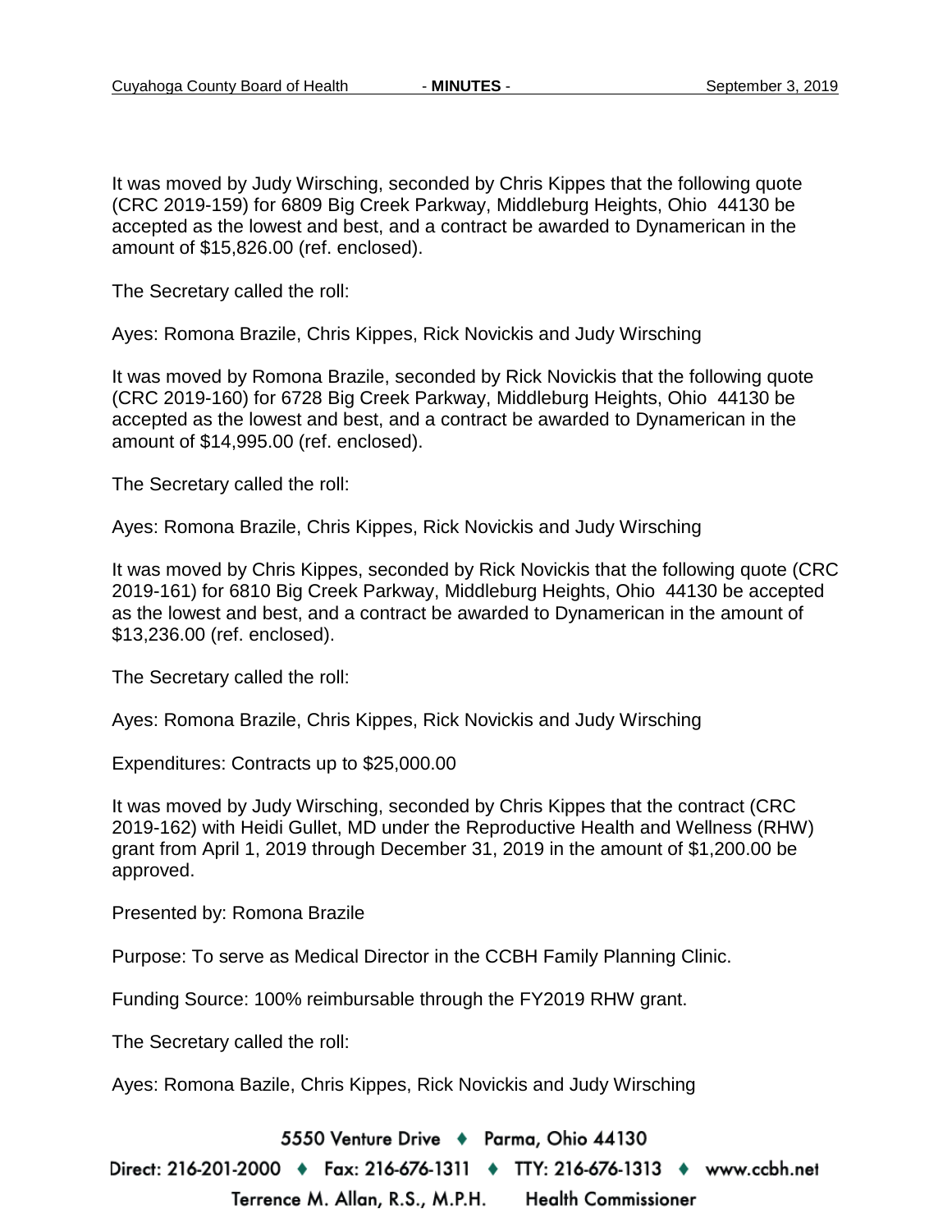It was moved by Judy Wirsching, seconded by Chris Kippes that the following quote (CRC 2019-159) for 6809 Big Creek Parkway, Middleburg Heights, Ohio 44130 be accepted as the lowest and best, and a contract be awarded to Dynamerican in the amount of $15,826.00 (ref. enclosed).

The Secretary called the roll:

Ayes: Romona Brazile, Chris Kippes, Rick Novickis and Judy Wirsching

It was moved by Romona Brazile, seconded by Rick Novickis that the following quote (CRC 2019-160) for 6728 Big Creek Parkway, Middleburg Heights, Ohio 44130 be accepted as the lowest and best, and a contract be awarded to Dynamerican in the amount of $14,995.00 (ref. enclosed).

The Secretary called the roll:

Ayes: Romona Brazile, Chris Kippes, Rick Novickis and Judy Wirsching

It was moved by Chris Kippes, seconded by Rick Novickis that the following quote (CRC 2019-161) for 6810 Big Creek Parkway, Middleburg Heights, Ohio 44130 be accepted as the lowest and best, and a contract be awarded to Dynamerican in the amount of $13,236.00 (ref. enclosed).

The Secretary called the roll:

Ayes: Romona Brazile, Chris Kippes, Rick Novickis and Judy Wirsching

Expenditures: Contracts up to $25,000.00

It was moved by Judy Wirsching, seconded by Chris Kippes that the contract (CRC 2019-162) with Heidi Gullet, MD under the Reproductive Health and Wellness (RHW) grant from April 1, 2019 through December 31, 2019 in the amount of $1,200.00 be approved.

Presented by: Romona Brazile

Purpose: To serve as Medical Director in the CCBH Family Planning Clinic.

Funding Source: 100% reimbursable through the FY2019 RHW grant.

The Secretary called the roll:

Ayes: Romona Bazile, Chris Kippes, Rick Novickis and Judy Wirsching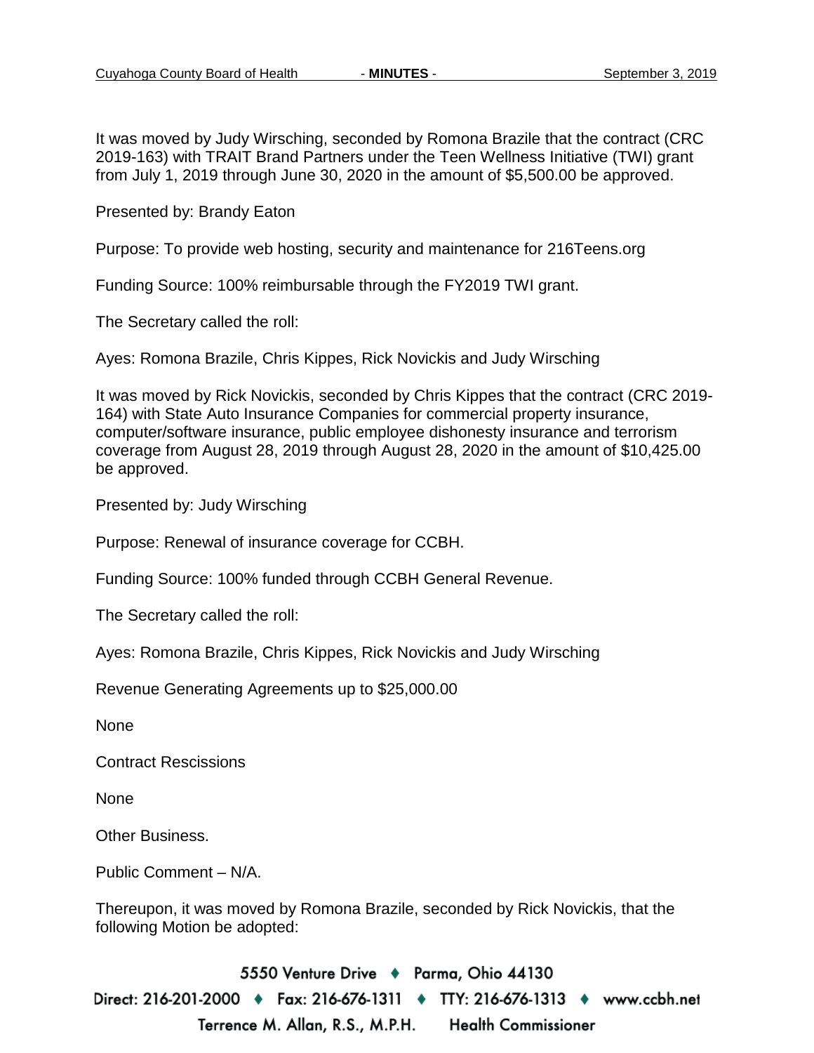It was moved by Judy Wirsching, seconded by Romona Brazile that the contract (CRC 2019-163) with TRAIT Brand Partners under the Teen Wellness Initiative (TWI) grant from July 1, 2019 through June 30, 2020 in the amount of $5,500.00 be approved.

Presented by: Brandy Eaton

Purpose: To provide web hosting, security and maintenance for 216Teens.org

Funding Source: 100% reimbursable through the FY2019 TWI grant.

The Secretary called the roll:

Ayes: Romona Brazile, Chris Kippes, Rick Novickis and Judy Wirsching

It was moved by Rick Novickis, seconded by Chris Kippes that the contract (CRC 2019-164) with State Auto Insurance Companies for commercial property insurance, computer/software insurance, public employee dishonesty insurance and terrorism coverage from August 28, 2019 through August 28, 2020 in the amount of $10,425.00 be approved.

Presented by: Judy Wirsching

Purpose: Renewal of insurance coverage for CCBH.

Funding Source: 100% funded through CCBH General Revenue.

The Secretary called the roll:

Ayes: Romona Brazile, Chris Kippes, Rick Novickis and Judy Wirsching

Revenue Generating Agreements up to $25,000.00

None

Contract Rescissions

None

Other Business.

Public Comment – N/A.

Thereupon, it was moved by Romona Brazile, seconded by Rick Novickis, that the following Motion be adopted: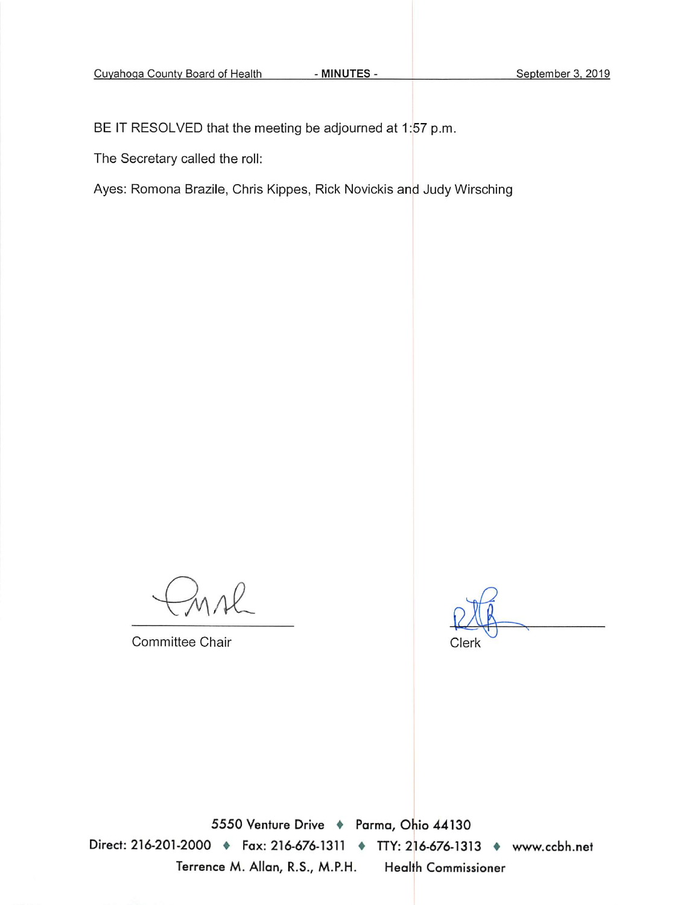BE IT RESOLVED that the meeting be adjourned at 1:57 p.m.

The Secretary called the roll:

Ayes: Romona Brazile, Chris Kippes, Rick Novickis and Judy Wirsching

Committee Chair

Clerk

5550 Venture Drive ♦ Parma, Ohio 44130

Direct: 216-201-2000 ♦ Fax: 216-676-1311 ♦ TTY: 216-676-1313 ♦ www.ccbh.net

Terrence M. Allan, R.S., M.P.H. Health Commissioner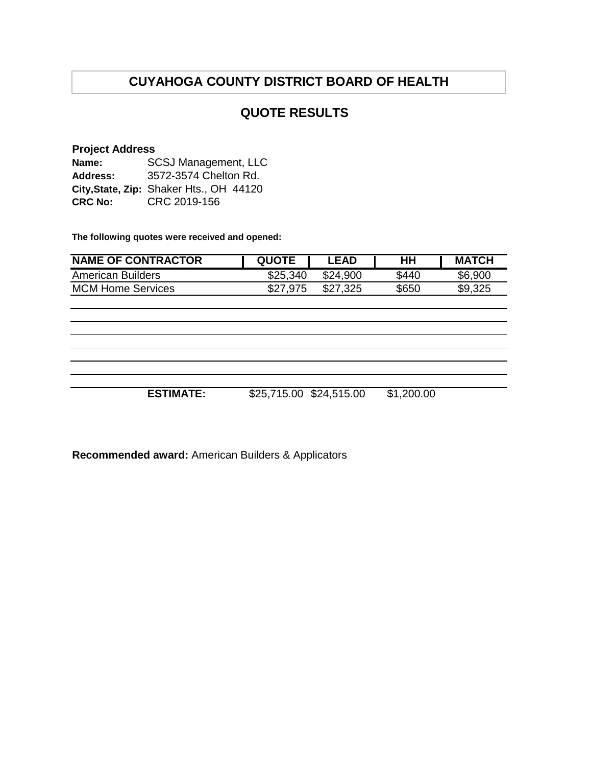# CUYAHOGA COUNTY DISTRICT BOARD OF HEALTH

## QUOTE RESULTS

**Project Address**

**Name:** SCSJ Management, LLC
**Address:** 3572-3574 Chelton Rd.
**City,State, Zip:** Shaker Hts., OH 44120
**CRC No:** CRC 2019-156

**The following quotes were received and opened:**

| NAME OF CONTRACTOR | QUOTE | LEAD | HH | MATCH |
|---|---|---|---|---|
| American Builders | $25,340 | $24,900 | $440 | $6,900 |
| MCM Home Services | $27,975 | $27,325 | $650 | $9,325 |
| | | | | |
| | | | | |
| | | | | |
| | | | | |
| | | | | |
| | | | | |
| **ESTIMATE:** | $25,715.00 | $24,515.00 | $1,200.00 | |

**Recommended award:** American Builders & Applicators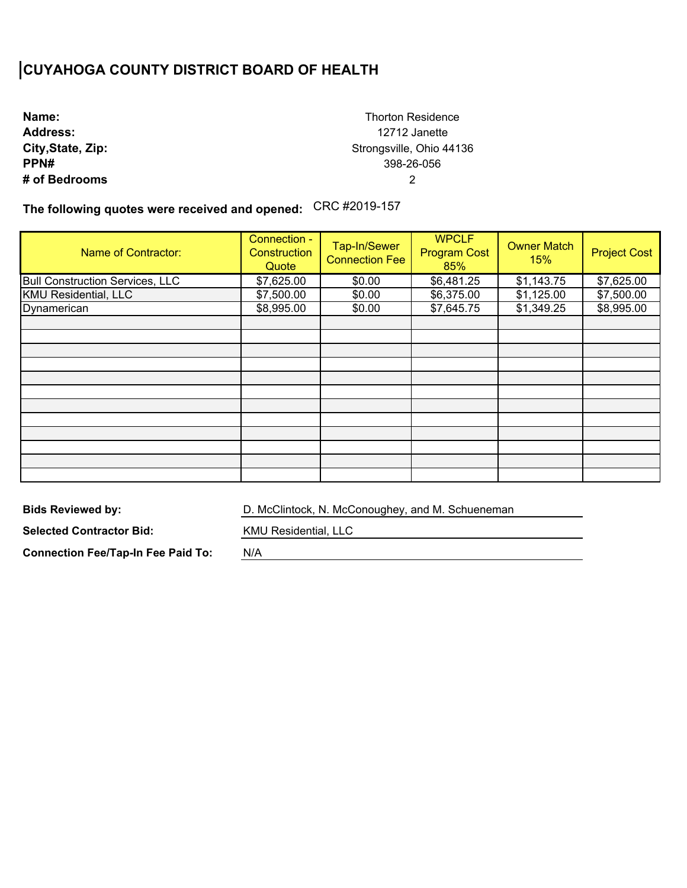# CUYAHOGA COUNTY DISTRICT BOARD OF HEALTH

**Name:** Thorton Residence
**Address:** 12712 Janette
**City,State, Zip:** Strongsville, Ohio 44136
**PPN#** 398-26-056
**# of Bedrooms** 2

**The following quotes were received and opened:** CRC #2019-157

| Name of Contractor: | Connection - Construction Quote | Tap-In/Sewer Connection Fee | WPCLF Program Cost 85% | Owner Match 15% | Project Cost |
|---|---|---|---|---|---|
| Bull Construction Services, LLC | $7,625.00 | $0.00 | $6,481.25 | $1,143.75 | $7,625.00 |
| KMU Residential, LLC | $7,500.00 | $0.00 | $6,375.00 | $1,125.00 | $7,500.00 |
| Dynamerican | $8,995.00 | $0.00 | $7,645.75 | $1,349.25 | $8,995.00 |
| | | | | | |
| | | | | | |
| | | | | | |
| | | | | | |
| | | | | | |
| | | | | | |
| | | | | | |
| | | | | | |
| | | | | | |
| | | | | | |
| | | | | | |
| | | | | | |

**Bids Reviewed by:** D. McClintock, N. McConoughey, and M. Schueneman

**Selected Contractor Bid:** KMU Residential, LLC

**Connection Fee/Tap-In Fee Paid To:** N/A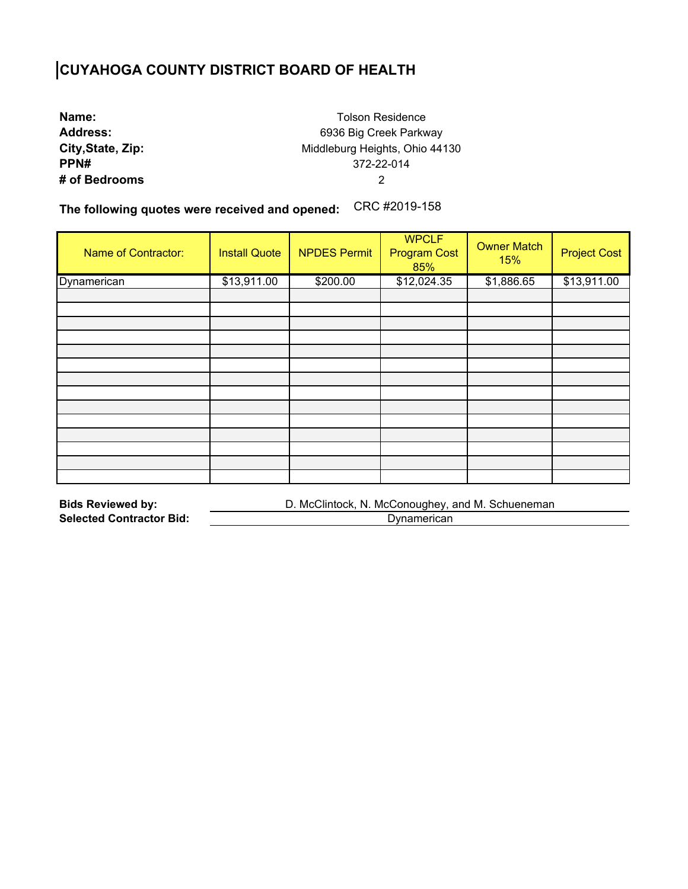# CUYAHOGA COUNTY DISTRICT BOARD OF HEALTH

**Name:** Tolson Residence
**Address:** 6936 Big Creek Parkway
**City,State, Zip:** Middleburg Heights, Ohio 44130
**PPN#** 372-22-014
**# of Bedrooms** 2

**The following quotes were received and opened:** CRC #2019-158

| Name of Contractor: | Install Quote | NPDES Permit | WPCLF Program Cost 85% | Owner Match 15% | Project Cost |
|---|---|---|---|---|---|
| Dynamerican | $13,911.00 | $200.00 | $12,024.35 | $1,886.65 | $13,911.00 |
| | | | | | |
| | | | | | |
| | | | | | |
| | | | | | |
| | | | | | |
| | | | | | |
| | | | | | |
| | | | | | |
| | | | | | |
| | | | | | |
| | | | | | |
| | | | | | |
| | | | | | |
| | | | | | |

**Bids Reviewed by:** D. McClintock, N. McConoughey, and M. Schueneman
**Selected Contractor Bid:** Dynamerican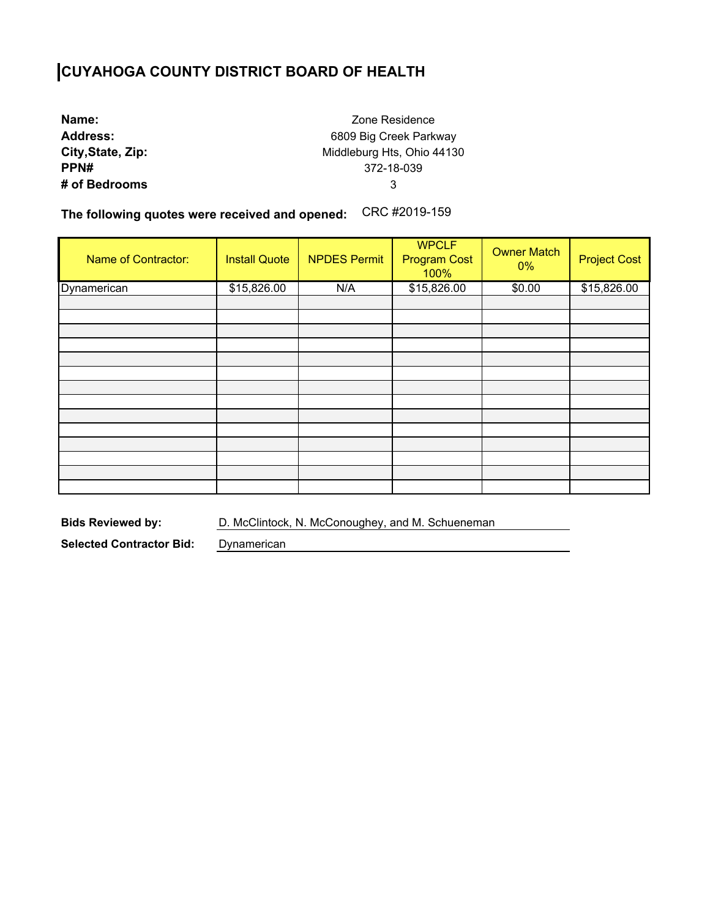# CUYAHOGA COUNTY DISTRICT BOARD OF HEALTH

**Name:** Zone Residence
**Address:** 6809 Big Creek Parkway
**City,State, Zip:** Middleburg Hts, Ohio 44130
**PPN#** 372-18-039
**# of Bedrooms** 3

**The following quotes were received and opened:** CRC #2019-159

| Name of Contractor: | Install Quote | NPDES Permit | WPCLF Program Cost 100% | Owner Match 0% | Project Cost |
|---|---|---|---|---|---|
| Dynamerican | $15,826.00 | N/A | $15,826.00 | $0.00 | $15,826.00 |
| | | | | | |
| | | | | | |
| | | | | | |
| | | | | | |
| | | | | | |
| | | | | | |
| | | | | | |
| | | | | | |
| | | | | | |
| | | | | | |
| | | | | | |
| | | | | | |
| | | | | | |
| | | | | | |

**Bids Reviewed by:** D. McClintock, N. McConoughey, and M. Schueneman

**Selected Contractor Bid:** Dynamerican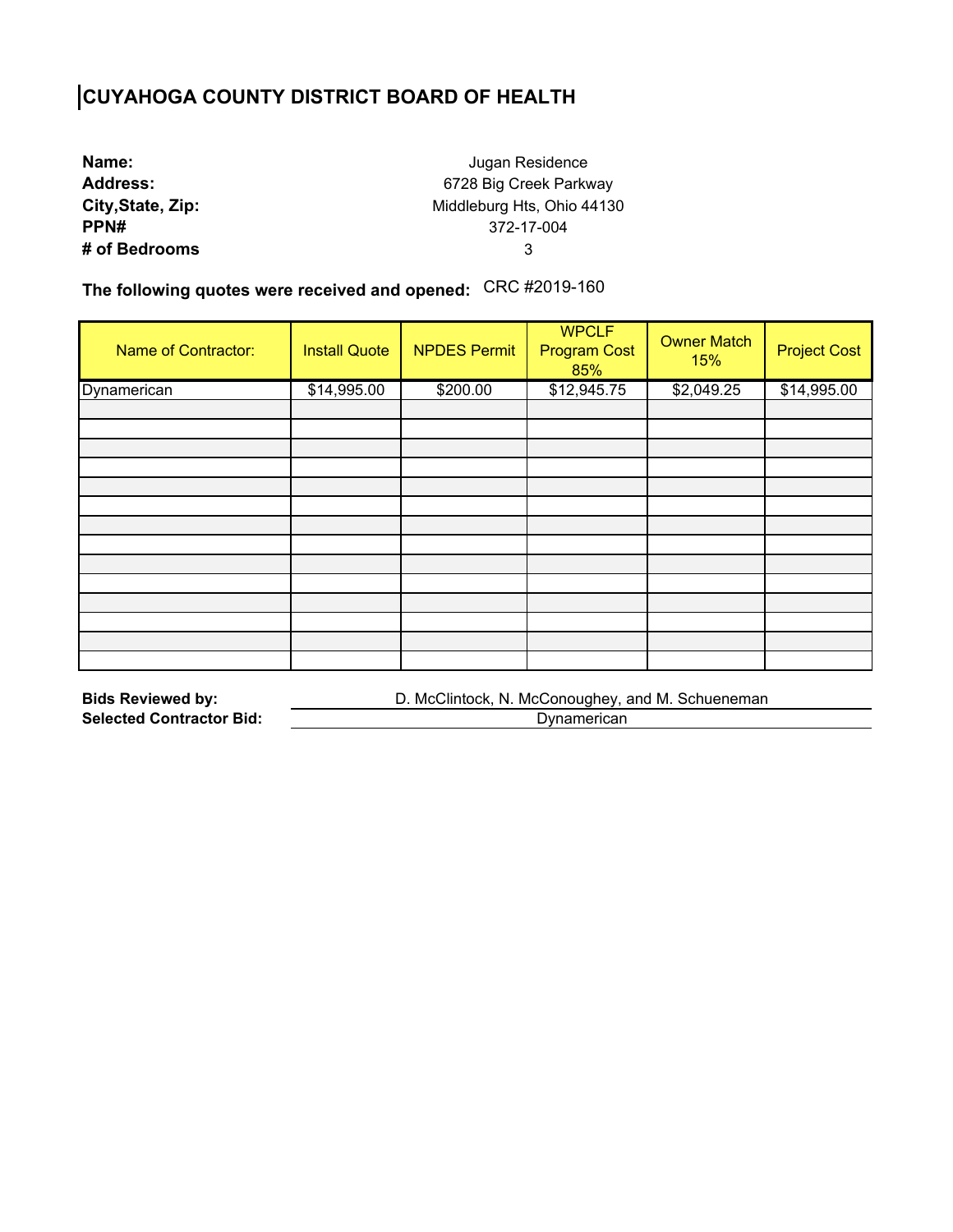# CUYAHOGA COUNTY DISTRICT BOARD OF HEALTH

**Name:** Jugan Residence
**Address:** 6728 Big Creek Parkway
**City,State, Zip:** Middleburg Hts, Ohio 44130
**PPN#** 372-17-004
**# of Bedrooms** 3

**The following quotes were received and opened:** CRC #2019-160

| Name of Contractor: | Install Quote | NPDES Permit | WPCLF Program Cost 85% | Owner Match 15% | Project Cost |
|---|---|---|---|---|---|
| Dynamerican | $14,995.00 | $200.00 | $12,945.75 | $2,049.25 | $14,995.00 |
| | | | | | |
| | | | | | |
| | | | | | |
| | | | | | |
| | | | | | |
| | | | | | |
| | | | | | |
| | | | | | |
| | | | | | |
| | | | | | |
| | | | | | |
| | | | | | |
| | | | | | |
| | | | | | |

**Bids Reviewed by:** D. McClintock, N. McConoughey, and M. Schueneman
**Selected Contractor Bid:** Dynamerican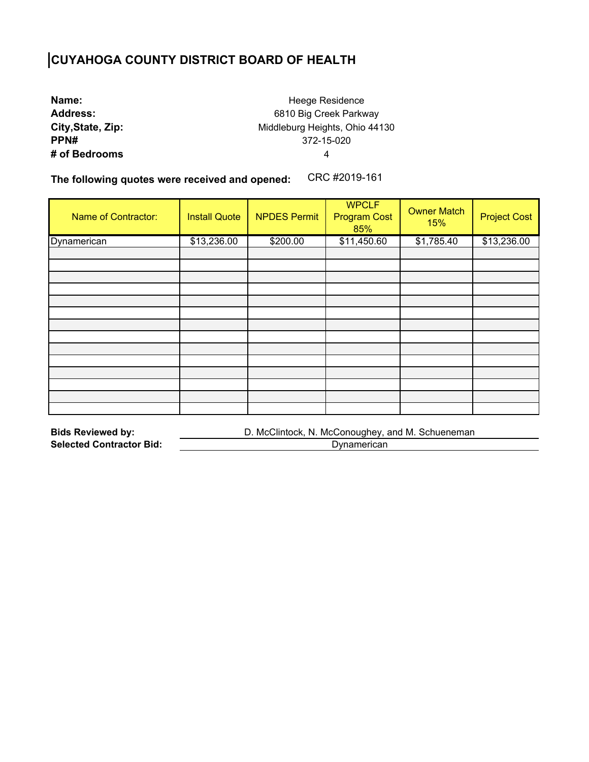# CUYAHOGA COUNTY DISTRICT BOARD OF HEALTH

| | |
|---|---|
| **Name:** | Heege Residence |
| **Address:** | 6810 Big Creek Parkway |
| **City,State, Zip:** | Middleburg Heights, Ohio 44130 |
| **PPN#** | 372-15-020 |
| **# of Bedrooms** | 4 |

**The following quotes were received and opened:** CRC #2019-161

| Name of Contractor: | Install Quote | NPDES Permit | WPCLF Program Cost 85% | Owner Match 15% | Project Cost |
|---|---|---|---|---|---|
| Dynamerican | $13,236.00 | $200.00 | $11,450.60 | $1,785.40 | $13,236.00 |
| | | | | | |
| | | | | | |
| | | | | | |
| | | | | | |
| | | | | | |
| | | | | | |
| | | | | | |
| | | | | | |
| | | | | | |
| | | | | | |
| | | | | | |
| | | | | | |
| | | | | | |
| | | | | | |

**Bids Reviewed by:** D. McClintock, N. McConoughey, and M. Schueneman

**Selected Contractor Bid:** Dynamerican